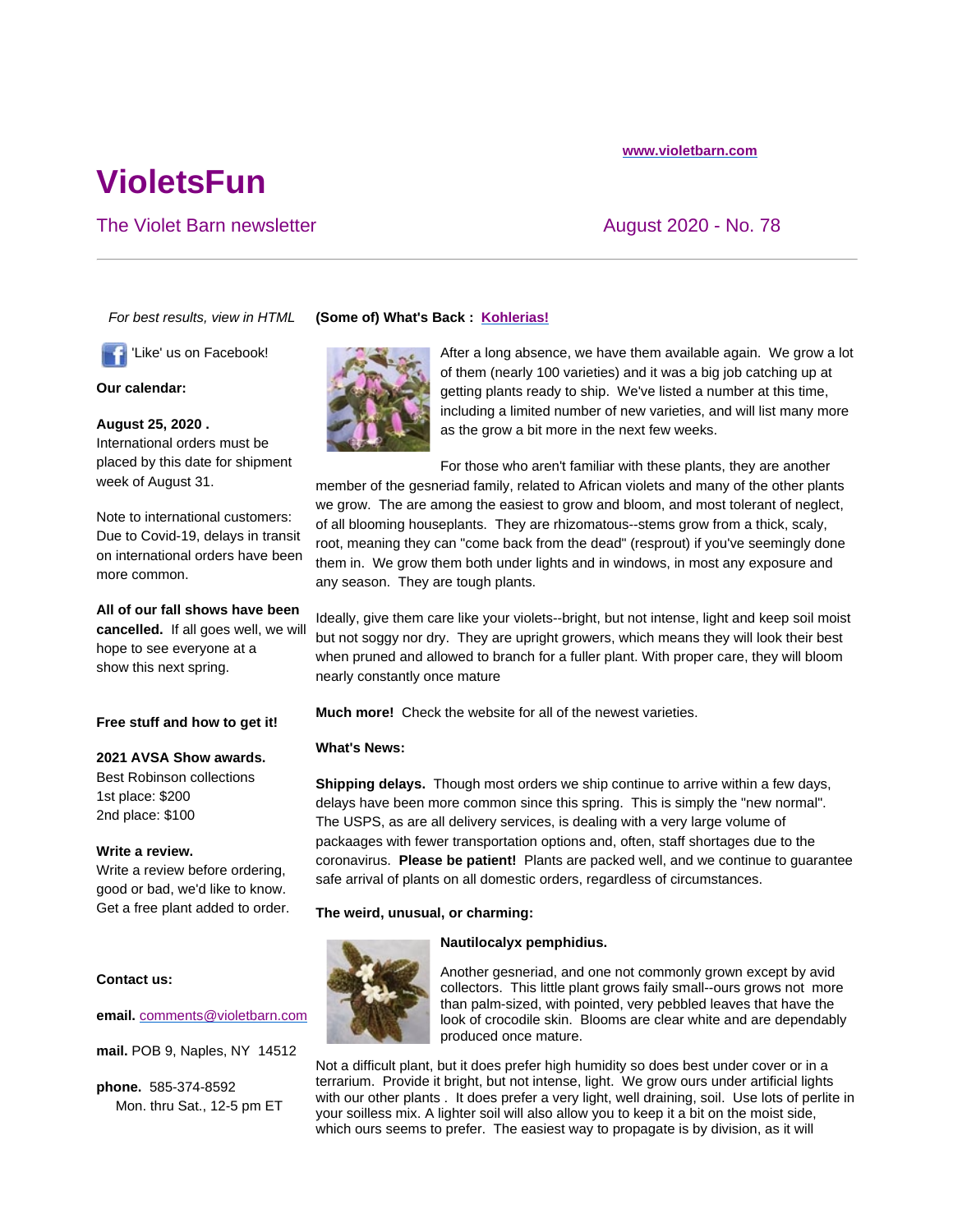www.violetbarn.com

# VioletsFun

The Violet Barn newsletter

August 2020 - No. 78

---

*For best results, view in HTML*

'Like' us on Facebook!

**Our calendar:**

**August 25, 2020 .**
International orders must be placed by this date for shipment week of August 31.

Note to international customers: Due to Covid-19, delays in transit on international orders have been more common.

**All of our fall shows have been cancelled.** If all goes well, we will hope to see everyone at a show this next spring.

**Free stuff and how to get it!**

**2021 AVSA Show awards.**
Best Robinson collections
1st place: $200
2nd place: $100

**Write a review.**
Write a review before ordering, good or bad, we'd like to know. Get a free plant added to order.

**Contact us:**

**email.** comments@violetbarn.com

**mail.** POB 9, Naples, NY 14512

**phone.** 585-374-8592
Mon. thru Sat., 12-5 pm ET

**(Some of) What's Back : Kohlerias!**

After a long absence, we have them available again. We grow a lot of them (nearly 100 varieties) and it was a big job catching up at getting plants ready to ship. We've listed a number at this time, including a limited number of new varieties, and will list many more as the grow a bit more in the next few weeks.

For those who aren't familiar with these plants, they are another member of the gesneriad family, related to African violets and many of the other plants we grow. The are among the easiest to grow and bloom, and most tolerant of neglect, of all blooming houseplants. They are rhizomatous--stems grow from a thick, scaly, root, meaning they can "come back from the dead" (resprout) if you've seemingly done them in. We grow them both under lights and in windows, in most any exposure and any season. They are tough plants.

Ideally, give them care like your violets--bright, but not intense, light and keep soil moist but not soggy nor dry. They are upright growers, which means they will look their best when pruned and allowed to branch for a fuller plant. With proper care, they will bloom nearly constantly once mature

**Much more!** Check the website for all of the newest varieties.

**What's News:**

**Shipping delays.** Though most orders we ship continue to arrive within a few days, delays have been more common since this spring. This is simply the "new normal". The USPS, as are all delivery services, is dealing with a very large volume of packaages with fewer transportation options and, often, staff shortages due to the coronavirus. **Please be patient!** Plants are packed well, and we continue to guarantee safe arrival of plants on all domestic orders, regardless of circumstances.

**The weird, unusual, or charming:**

**Nautilocalyx pemphidius.**

Another gesneriad, and one not commonly grown except by avid collectors. This little plant grows faily small--ours grows not more than palm-sized, with pointed, very pebbled leaves that have the look of crocodile skin. Blooms are clear white and are dependably produced once mature.

Not a difficult plant, but it does prefer high humidity so does best under cover or in a terrarium. Provide it bright, but not intense, light. We grow ours under artificial lights with our other plants . It does prefer a very light, well draining, soil. Use lots of perlite in your soilless mix. A lighter soil will also allow you to keep it a bit on the moist side, which ours seems to prefer. The easiest way to propagate is by division, as it will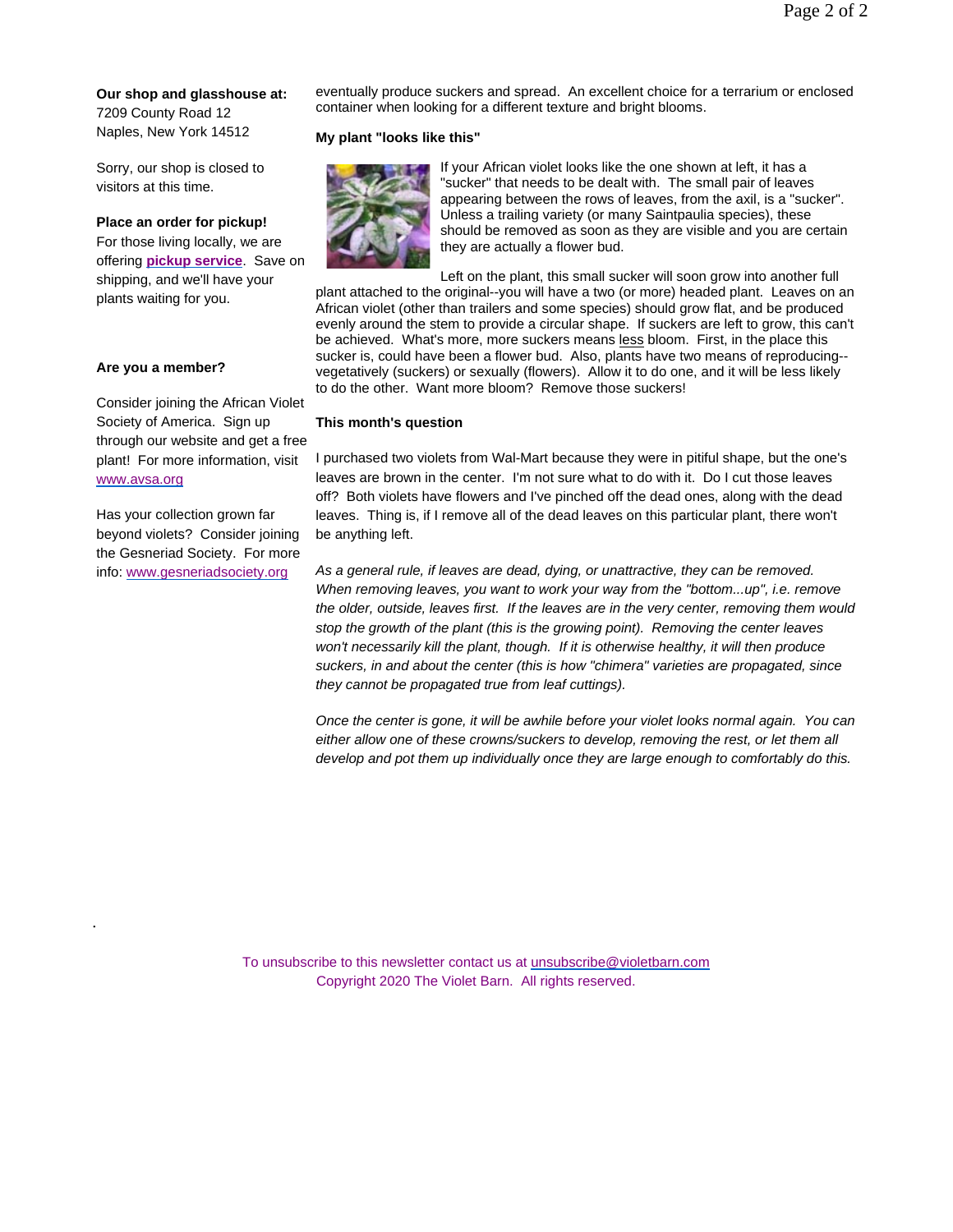**Our shop and glasshouse at:**
7209 County Road 12
Naples, New York 14512

Sorry, our shop is closed to visitors at this time.

**Place an order for pickup!**
For those living locally, we are offering **pickup service**. Save on shipping, and we'll have your plants waiting for you.

**Are you a member?**

Consider joining the African Violet Society of America. Sign up through our website and get a free plant! For more information, visit www.avsa.org

Has your collection grown far beyond violets? Consider joining the Gesneriad Society. For more info: www.gesneriadsociety.org

eventually produce suckers and spread. An excellent choice for a terrarium or enclosed container when looking for a different texture and bright blooms.

**My plant "looks like this"**

If your African violet looks like the one shown at left, it has a "sucker" that needs to be dealt with. The small pair of leaves appearing between the rows of leaves, from the axil, is a "sucker". Unless a trailing variety (or many Saintpaulia species), these should be removed as soon as they are visible and you are certain they are actually a flower bud.

Left on the plant, this small sucker will soon grow into another full plant attached to the original--you will have a two (or more) headed plant. Leaves on an African violet (other than trailers and some species) should grow flat, and be produced evenly around the stem to provide a circular shape. If suckers are left to grow, this can't be achieved. What's more, more suckers means less bloom. First, in the place this sucker is, could have been a flower bud. Also, plants have two means of reproducing--vegetatively (suckers) or sexually (flowers). Allow it to do one, and it will be less likely to do the other. Want more bloom? Remove those suckers!

**This month's question**

I purchased two violets from Wal-Mart because they were in pitiful shape, but the one's leaves are brown in the center. I'm not sure what to do with it. Do I cut those leaves off? Both violets have flowers and I've pinched off the dead ones, along with the dead leaves. Thing is, if I remove all of the dead leaves on this particular plant, there won't be anything left.

*As a general rule, if leaves are dead, dying, or unattractive, they can be removed. When removing leaves, you want to work your way from the "bottom...up", i.e. remove the older, outside, leaves first. If the leaves are in the very center, removing them would stop the growth of the plant (this is the growing point). Removing the center leaves won't necessarily kill the plant, though. If it is otherwise healthy, it will then produce suckers, in and about the center (this is how "chimera" varieties are propagated, since they cannot be propagated true from leaf cuttings).*

*Once the center is gone, it will be awhile before your violet looks normal again. You can either allow one of these crowns/suckers to develop, removing the rest, or let them all develop and pot them up individually once they are large enough to comfortably do this.*

To unsubscribe to this newsletter contact us at unsubscribe@violetbarn.com
Copyright 2020 The Violet Barn. All rights reserved.